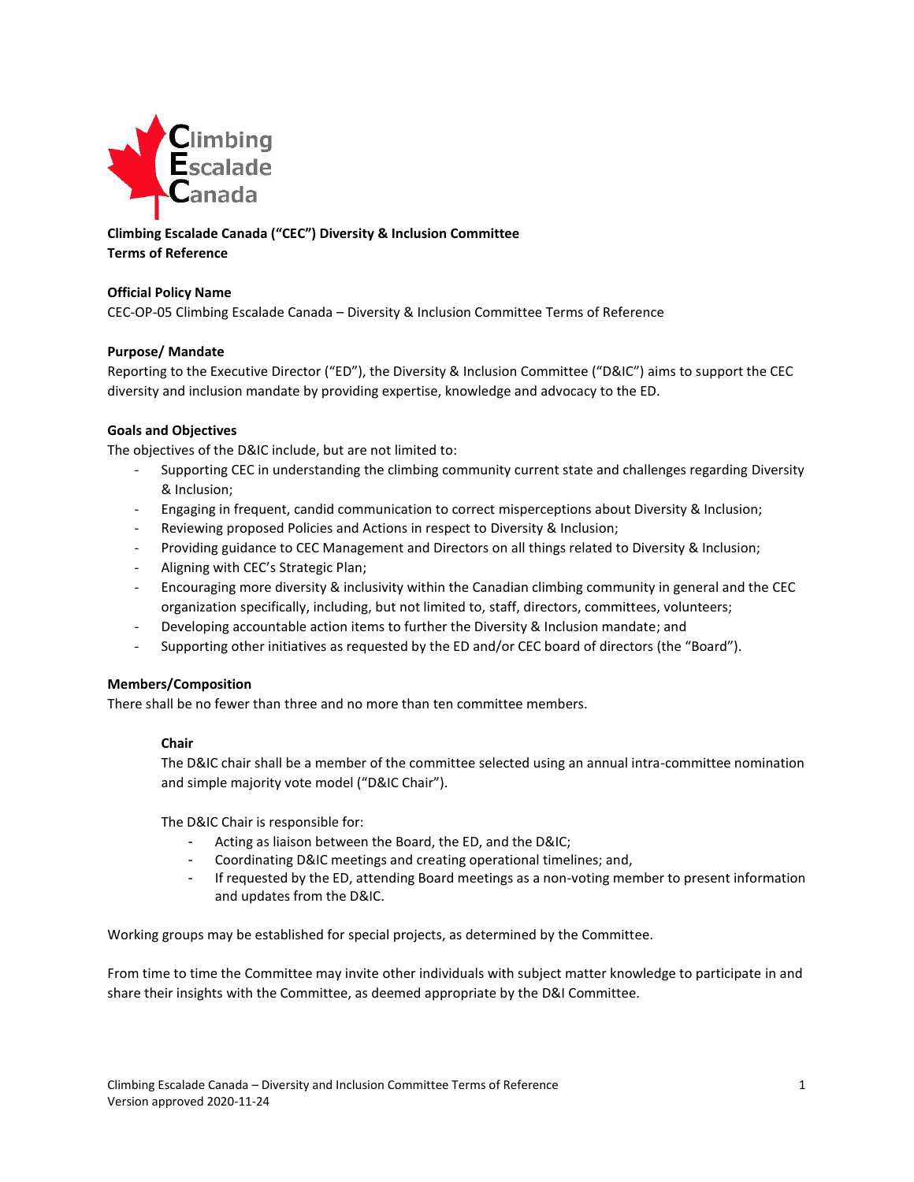**Climbing Escalade Canada ("CEC") Diversity & Inclusion Committee**
**Terms of Reference**

**Official Policy Name**
CEC-OP-05 Climbing Escalade Canada – Diversity & Inclusion Committee Terms of Reference

**Purpose/ Mandate**
Reporting to the Executive Director ("ED"), the Diversity & Inclusion Committee ("D&IC") aims to support the CEC diversity and inclusion mandate by providing expertise, knowledge and advocacy to the ED.

**Goals and Objectives**
The objectives of the D&IC include, but are not limited to:

- Supporting CEC in understanding the climbing community current state and challenges regarding Diversity & Inclusion;
- Engaging in frequent, candid communication to correct misperceptions about Diversity & Inclusion;
- Reviewing proposed Policies and Actions in respect to Diversity & Inclusion;
- Providing guidance to CEC Management and Directors on all things related to Diversity & Inclusion;
- Aligning with CEC's Strategic Plan;
- Encouraging more diversity & inclusivity within the Canadian climbing community in general and the CEC organization specifically, including, but not limited to, staff, directors, committees, volunteers;
- Developing accountable action items to further the Diversity & Inclusion mandate; and
- Supporting other initiatives as requested by the ED and/or CEC board of directors (the "Board").

**Members/Composition**
There shall be no fewer than three and no more than ten committee members.

**Chair**
The D&IC chair shall be a member of the committee selected using an annual intra-committee nomination and simple majority vote model ("D&IC Chair").

The D&IC Chair is responsible for:

- Acting as liaison between the Board, the ED, and the D&IC;
- Coordinating D&IC meetings and creating operational timelines; and,
- If requested by the ED, attending Board meetings as a non-voting member to present information and updates from the D&IC.

Working groups may be established for special projects, as determined by the Committee.

From time to time the Committee may invite other individuals with subject matter knowledge to participate in and share their insights with the Committee, as deemed appropriate by the D&I Committee.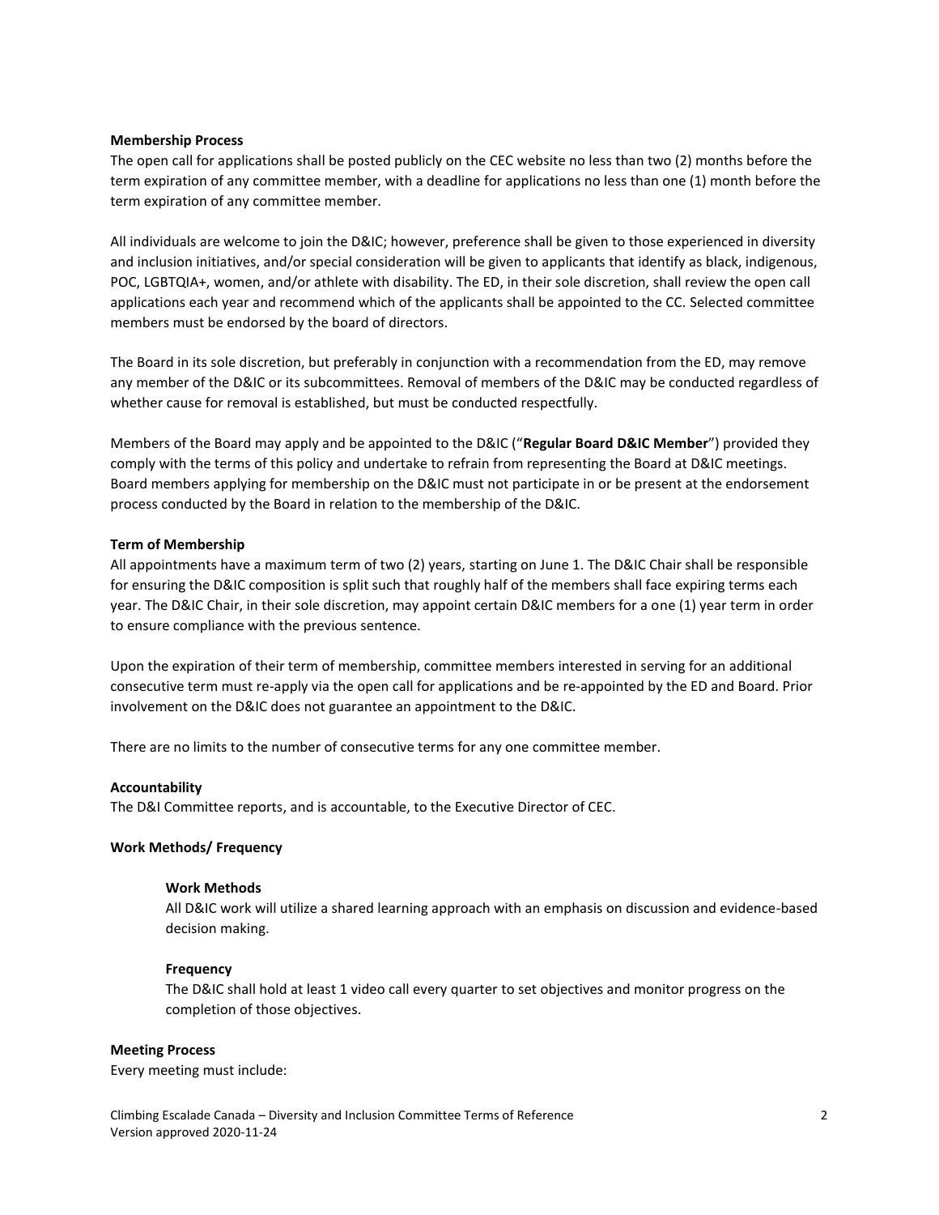**Membership Process**

The open call for applications shall be posted publicly on the CEC website no less than two (2) months before the term expiration of any committee member, with a deadline for applications no less than one (1) month before the term expiration of any committee member.

All individuals are welcome to join the D&IC; however, preference shall be given to those experienced in diversity and inclusion initiatives, and/or special consideration will be given to applicants that identify as black, indigenous, POC, LGBTQIA+, women, and/or athlete with disability. The ED, in their sole discretion, shall review the open call applications each year and recommend which of the applicants shall be appointed to the CC. Selected committee members must be endorsed by the board of directors.

The Board in its sole discretion, but preferably in conjunction with a recommendation from the ED, may remove any member of the D&IC or its subcommittees. Removal of members of the D&IC may be conducted regardless of whether cause for removal is established, but must be conducted respectfully.

Members of the Board may apply and be appointed to the D&IC ("**Regular Board D&IC Member**") provided they comply with the terms of this policy and undertake to refrain from representing the Board at D&IC meetings. Board members applying for membership on the D&IC must not participate in or be present at the endorsement process conducted by the Board in relation to the membership of the D&IC.

**Term of Membership**

All appointments have a maximum term of two (2) years, starting on June 1. The D&IC Chair shall be responsible for ensuring the D&IC composition is split such that roughly half of the members shall face expiring terms each year. The D&IC Chair, in their sole discretion, may appoint certain D&IC members for a one (1) year term in order to ensure compliance with the previous sentence.

Upon the expiration of their term of membership, committee members interested in serving for an additional consecutive term must re-apply via the open call for applications and be re-appointed by the ED and Board. Prior involvement on the D&IC does not guarantee an appointment to the D&IC.

There are no limits to the number of consecutive terms for any one committee member.

**Accountability**

The D&I Committee reports, and is accountable, to the Executive Director of CEC.

**Work Methods/ Frequency**

**Work Methods**

All D&IC work will utilize a shared learning approach with an emphasis on discussion and evidence-based decision making.

**Frequency**

The D&IC shall hold at least 1 video call every quarter to set objectives and monitor progress on the completion of those objectives.

**Meeting Process**

Every meeting must include: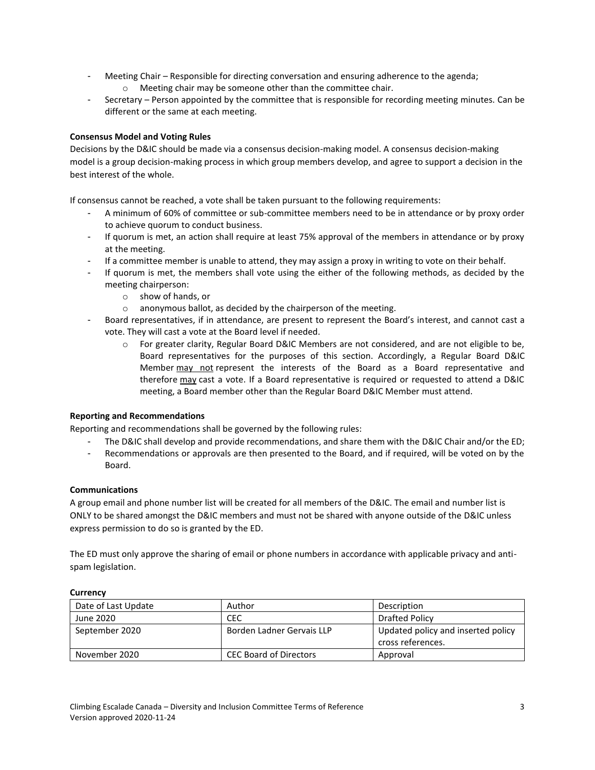- Meeting Chair – Responsible for directing conversation and ensuring adherence to the agenda;
    - Meeting chair may be someone other than the committee chair.
- Secretary – Person appointed by the committee that is responsible for recording meeting minutes. Can be different or the same at each meeting.

**Consensus Model and Voting Rules**

Decisions by the D&IC should be made via a consensus decision-making model. A consensus decision-making model is a group decision-making process in which group members develop, and agree to support a decision in the best interest of the whole.

If consensus cannot be reached, a vote shall be taken pursuant to the following requirements:

- A minimum of 60% of committee or sub-committee members need to be in attendance or by proxy order to achieve quorum to conduct business.
- If quorum is met, an action shall require at least 75% approval of the members in attendance or by proxy at the meeting.
- If a committee member is unable to attend, they may assign a proxy in writing to vote on their behalf.
- If quorum is met, the members shall vote using the either of the following methods, as decided by the meeting chairperson:
    - show of hands, or
    - anonymous ballot, as decided by the chairperson of the meeting.
- Board representatives, if in attendance, are present to represent the Board's interest, and cannot cast a vote. They will cast a vote at the Board level if needed.
    - For greater clarity, Regular Board D&IC Members are not considered, and are not eligible to be, Board representatives for the purposes of this section. Accordingly, a Regular Board D&IC Member <u>may not</u> represent the interests of the Board as a Board representative and therefore <u>may</u> cast a vote. If a Board representative is required or requested to attend a D&IC meeting, a Board member other than the Regular Board D&IC Member must attend.

**Reporting and Recommendations**

Reporting and recommendations shall be governed by the following rules:

- The D&IC shall develop and provide recommendations, and share them with the D&IC Chair and/or the ED;
- Recommendations or approvals are then presented to the Board, and if required, will be voted on by the Board.

**Communications**

A group email and phone number list will be created for all members of the D&IC. The email and number list is ONLY to be shared amongst the D&IC members and must not be shared with anyone outside of the D&IC unless express permission to do so is granted by the ED.

The ED must only approve the sharing of email or phone numbers in accordance with applicable privacy and anti-spam legislation.

**Currency**

| Date of Last Update | Author | Description |
|---|---|---|
| June 2020 | CEC | Drafted Policy |
| September 2020 | Borden Ladner Gervais LLP | Updated policy and inserted policy cross references. |
| November 2020 | CEC Board of Directors | Approval |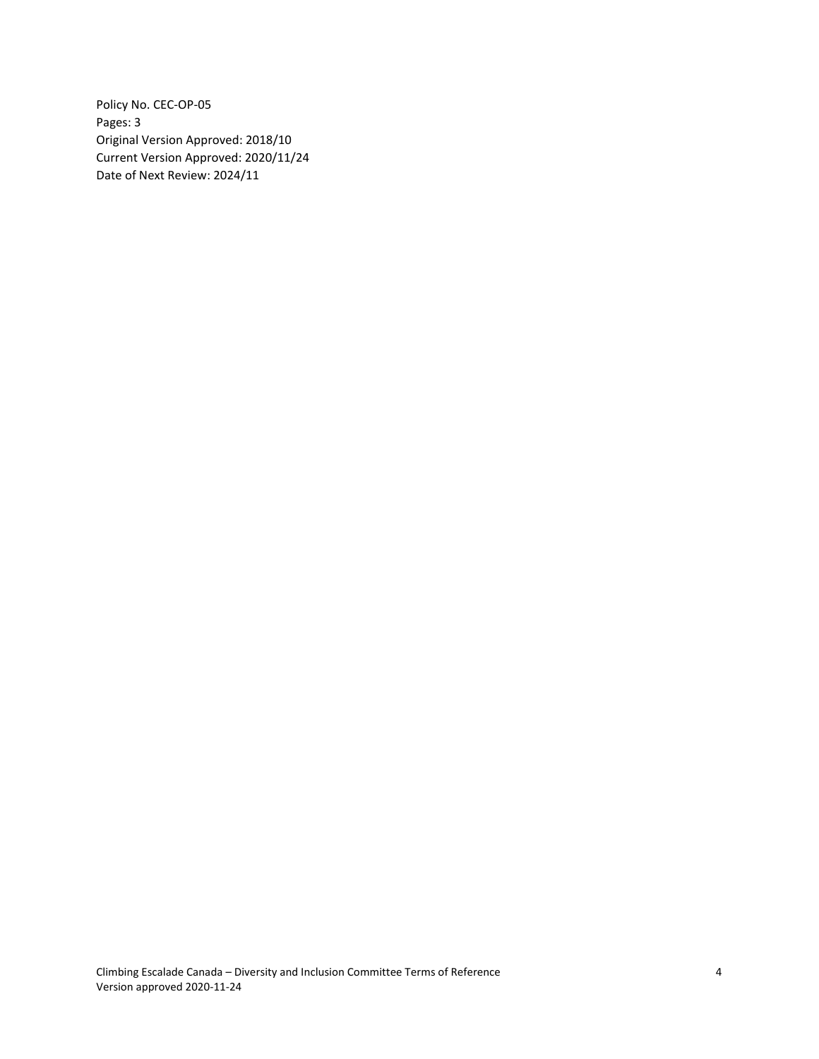Policy No. CEC-OP-05
Pages: 3
Original Version Approved: 2018/10
Current Version Approved: 2020/11/24
Date of Next Review: 2024/11